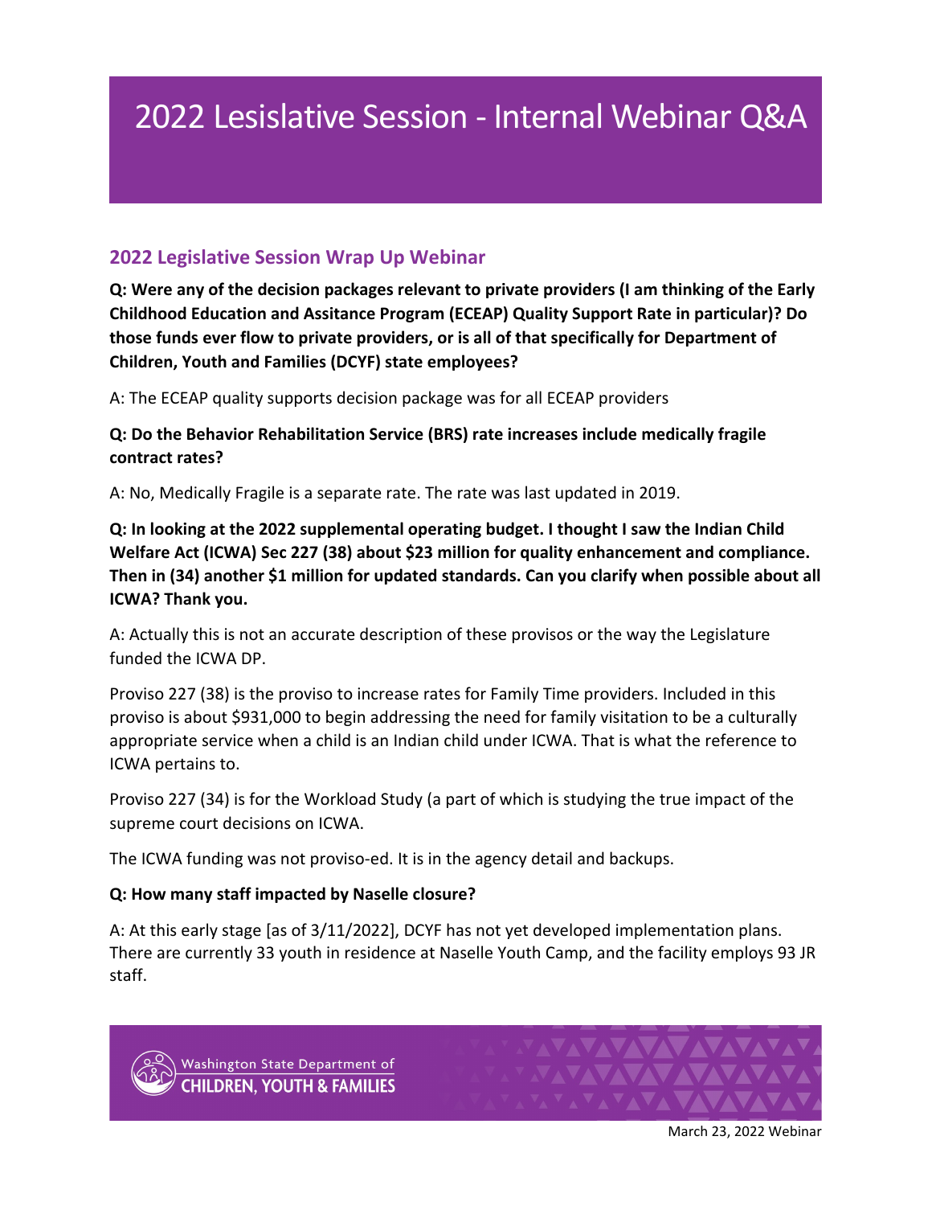# 2022 Lesislative Session - Internal Webinar Q&A

## 2022 Legislative Session Wrap Up Webinar

**Q: Were any of the decision packages relevant to private providers (I am thinking of the Early Childhood Education and Assitance Program (ECEAP) Quality Support Rate in particular)? Do those funds ever flow to private providers, or is all of that specifically for Department of Children, Youth and Families (DCYF) state employees?**

A: The ECEAP quality supports decision package was for all ECEAP providers

**Q: Do the Behavior Rehabilitation Service (BRS) rate increases include medically fragile contract rates?**

A: No, Medically Fragile is a separate rate. The rate was last updated in 2019.

**Q: In looking at the 2022 supplemental operating budget. I thought I saw the Indian Child Welfare Act (ICWA) Sec 227 (38) about $23 million for quality enhancement and compliance. Then in (34) another $1 million for updated standards. Can you clarify when possible about all ICWA? Thank you.**

A: Actually this is not an accurate description of these provisos or the way the Legislature funded the ICWA DP.

Proviso 227 (38) is the proviso to increase rates for Family Time providers. Included in this proviso is about $931,000 to begin addressing the need for family visitation to be a culturally appropriate service when a child is an Indian child under ICWA. That is what the reference to ICWA pertains to.

Proviso 227 (34) is for the Workload Study (a part of which is studying the true impact of the supreme court decisions on ICWA.

The ICWA funding was not proviso-ed. It is in the agency detail and backups.

**Q: How many staff impacted by Naselle closure?**

A: At this early stage [as of 3/11/2022], DCYF has not yet developed implementation plans. There are currently 33 youth in residence at Naselle Youth Camp, and the facility employs 93 JR staff.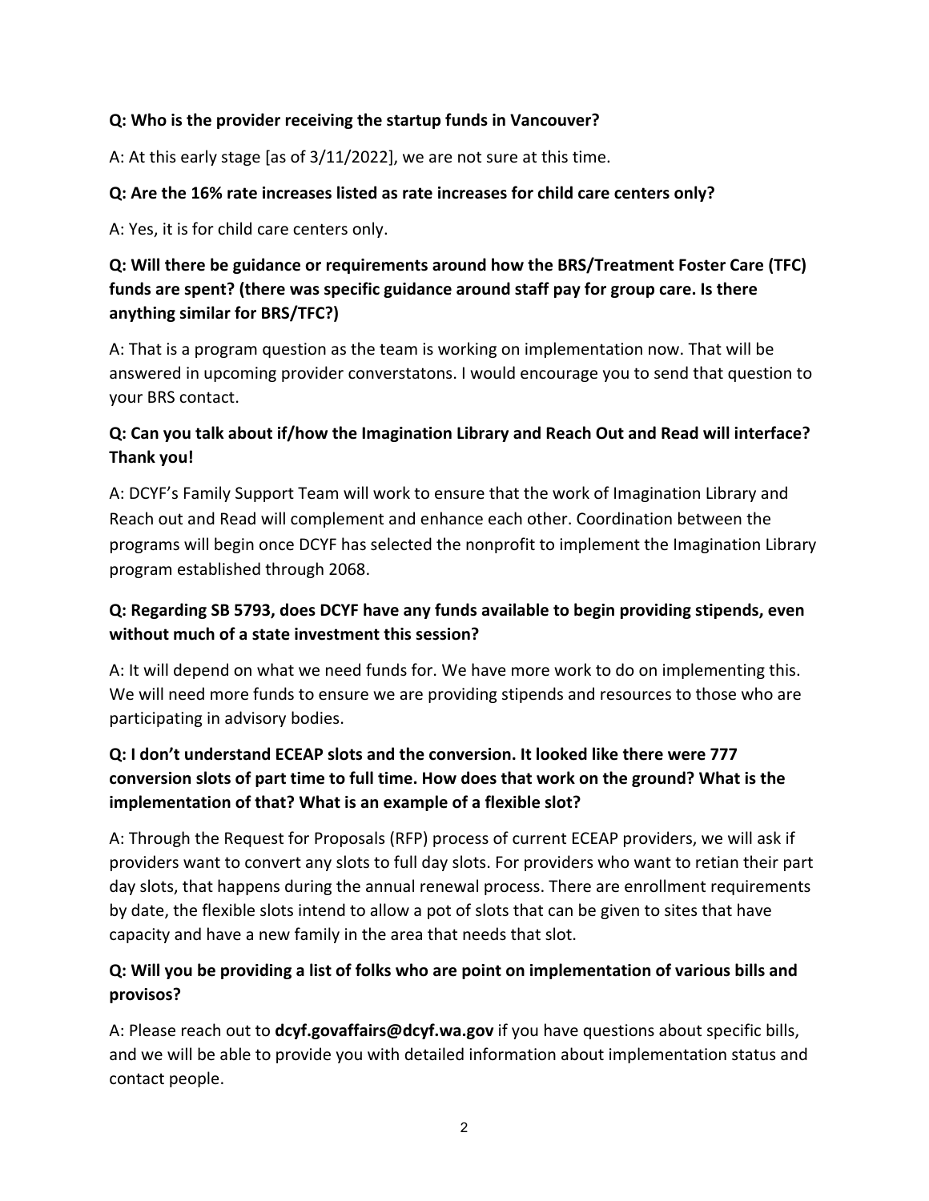**Q: Who is the provider receiving the startup funds in Vancouver?**

A: At this early stage [as of 3/11/2022], we are not sure at this time.

**Q: Are the 16% rate increases listed as rate increases for child care centers only?**

A: Yes, it is for child care centers only.

**Q: Will there be guidance or requirements around how the BRS/Treatment Foster Care (TFC) funds are spent? (there was specific guidance around staff pay for group care. Is there anything similar for BRS/TFC?)**

A: That is a program question as the team is working on implementation now. That will be answered in upcoming provider converstatons. I would encourage you to send that question to your BRS contact.

**Q: Can you talk about if/how the Imagination Library and Reach Out and Read will interface? Thank you!**

A: DCYF's Family Support Team will work to ensure that the work of Imagination Library and Reach out and Read will complement and enhance each other. Coordination between the programs will begin once DCYF has selected the nonprofit to implement the Imagination Library program established through 2068.

**Q: Regarding SB 5793, does DCYF have any funds available to begin providing stipends, even without much of a state investment this session?**

A: It will depend on what we need funds for. We have more work to do on implementing this. We will need more funds to ensure we are providing stipends and resources to those who are participating in advisory bodies.

**Q: I don't understand ECEAP slots and the conversion. It looked like there were 777 conversion slots of part time to full time. How does that work on the ground? What is the implementation of that? What is an example of a flexible slot?**

A: Through the Request for Proposals (RFP) process of current ECEAP providers, we will ask if providers want to convert any slots to full day slots. For providers who want to retian their part day slots, that happens during the annual renewal process. There are enrollment requirements by date, the flexible slots intend to allow a pot of slots that can be given to sites that have capacity and have a new family in the area that needs that slot.

**Q: Will you be providing a list of folks who are point on implementation of various bills and provisos?**

A: Please reach out to **dcyf.govaffairs@dcyf.wa.gov** if you have questions about specific bills, and we will be able to provide you with detailed information about implementation status and contact people.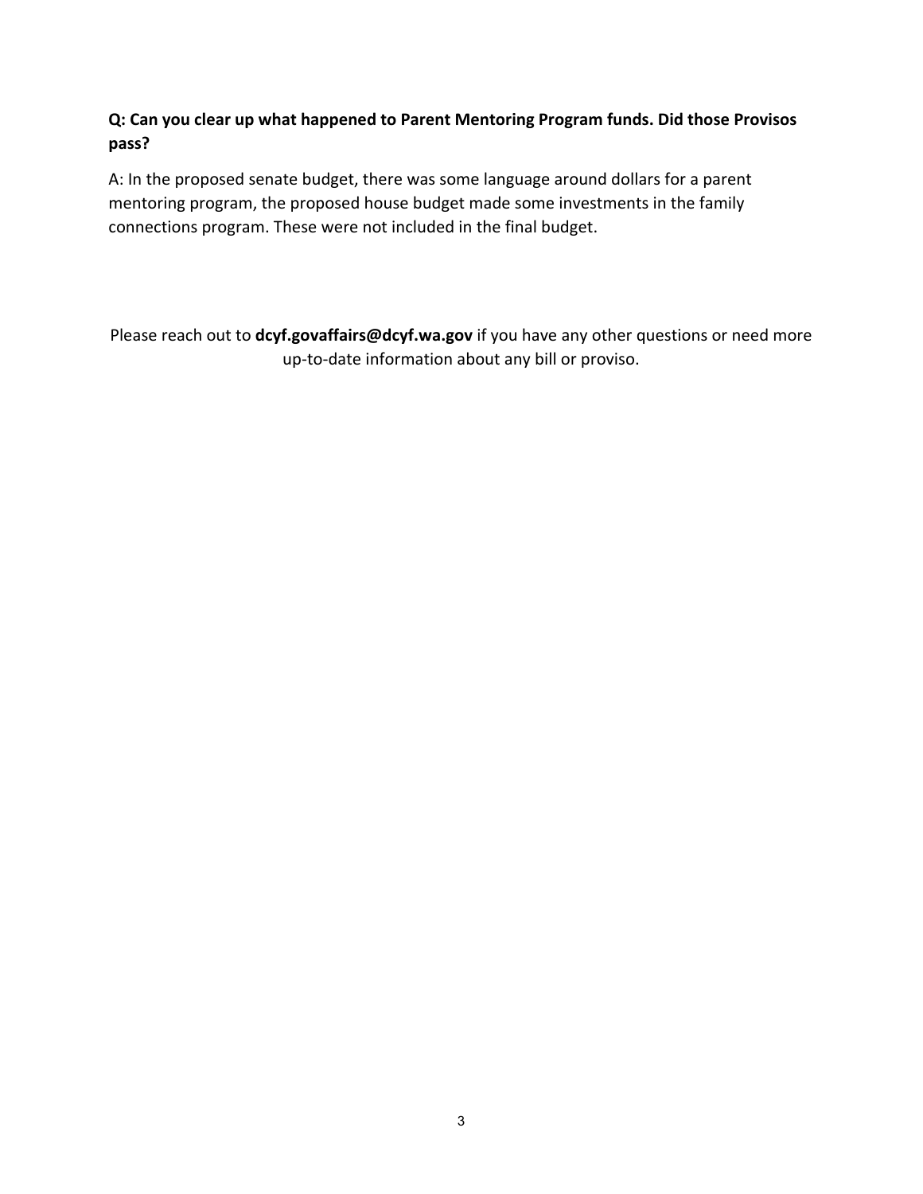**Q: Can you clear up what happened to Parent Mentoring Program funds. Did those Provisos pass?**

A: In the proposed senate budget, there was some language around dollars for a parent mentoring program, the proposed house budget made some investments in the family connections program. These were not included in the final budget.

Please reach out to **dcyf.govaffairs@dcyf.wa.gov** if you have any other questions or need more up-to-date information about any bill or proviso.